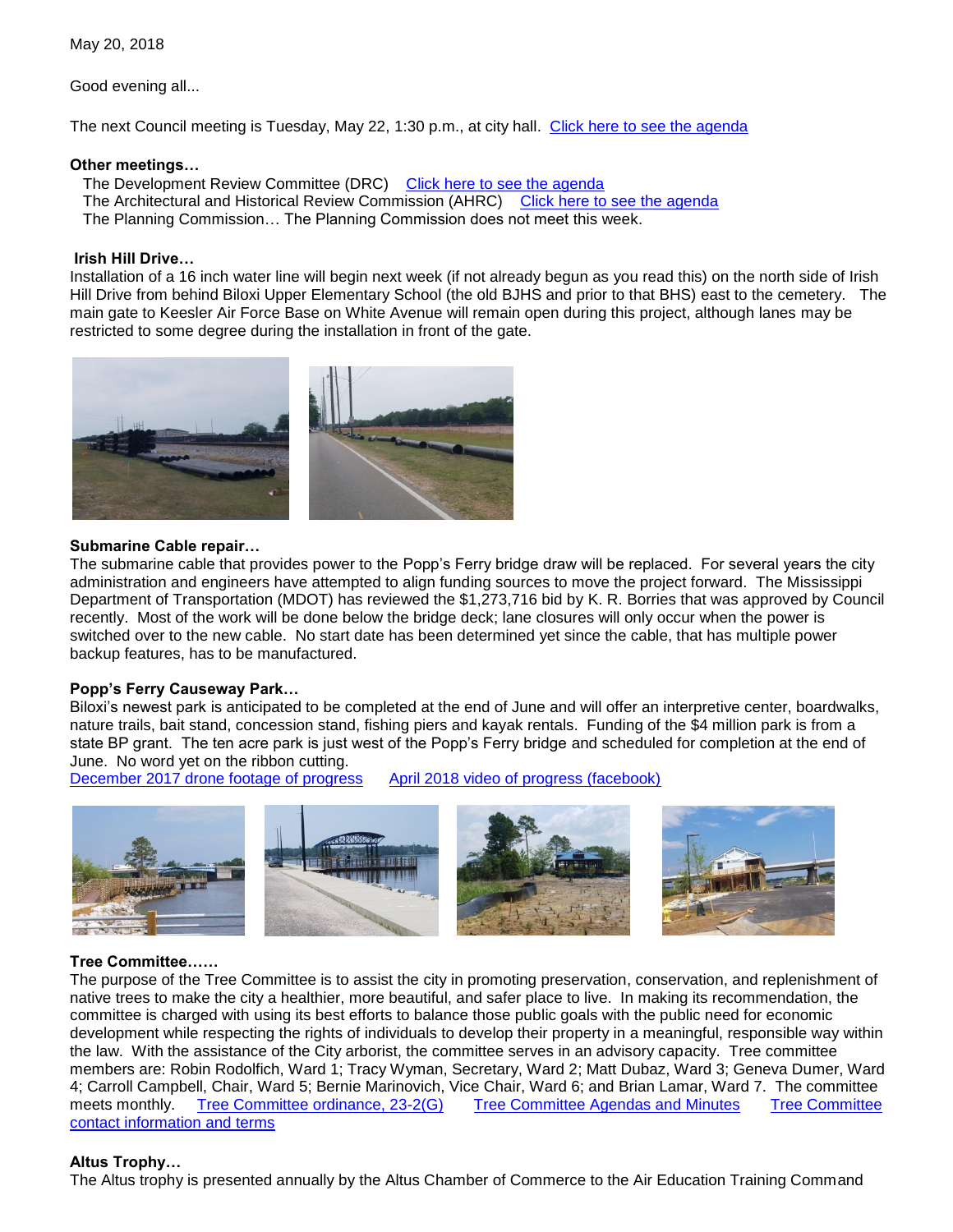May 20, 2018

Good evening all...

The next Council meeting is Tuesday, May 22, 1:30 p.m., at city hall. Click here to see the agenda

**Other meetings…**

The Development Review Committee (DRC)    Click here to see the agenda
The Architectural and Historical Review Commission (AHRC)    Click here to see the agenda
The Planning Commission… The Planning Commission does not meet this week.

**Irish Hill Drive…**

Installation of a 16 inch water line will begin next week (if not already begun as you read this) on the north side of Irish Hill Drive from behind Biloxi Upper Elementary School (the old BJHS and prior to that BHS) east to the cemetery. The main gate to Keesler Air Force Base on White Avenue will remain open during this project, although lanes may be restricted to some degree during the installation in front of the gate.

**Submarine Cable repair…**

The submarine cable that provides power to the Popp's Ferry bridge draw will be replaced. For several years the city administration and engineers have attempted to align funding sources to move the project forward. The Mississippi Department of Transportation (MDOT) has reviewed the $1,273,716 bid by K. R. Borries that was approved by Council recently. Most of the work will be done below the bridge deck; lane closures will only occur when the power is switched over to the new cable. No start date has been determined yet since the cable, that has multiple power backup features, has to be manufactured.

**Popp's Ferry Causeway Park…**

Biloxi's newest park is anticipated to be completed at the end of June and will offer an interpretive center, boardwalks, nature trails, bait stand, concession stand, fishing piers and kayak rentals. Funding of the $4 million park is from a state BP grant. The ten acre park is just west of the Popp's Ferry bridge and scheduled for completion at the end of June. No word yet on the ribbon cutting.
December 2017 drone footage of progress    April 2018 video of progress (facebook)

**Tree Committee……**

The purpose of the Tree Committee is to assist the city in promoting preservation, conservation, and replenishment of native trees to make the city a healthier, more beautiful, and safer place to live. In making its recommendation, the committee is charged with using its best efforts to balance those public goals with the public need for economic development while respecting the rights of individuals to develop their property in a meaningful, responsible way within the law. With the assistance of the City arborist, the committee serves in an advisory capacity. Tree committee members are: Robin Rodolfich, Ward 1; Tracy Wyman, Secretary, Ward 2; Matt Dubaz, Ward 3; Geneva Dumer, Ward 4; Carroll Campbell, Chair, Ward 5; Bernie Marinovich, Vice Chair, Ward 6; and Brian Lamar, Ward 7. The committee meets monthly.    Tree Committee ordinance, 23-2(G)    Tree Committee Agendas and Minutes    Tree Committee contact information and terms

**Altus Trophy…**

The Altus trophy is presented annually by the Altus Chamber of Commerce to the Air Education Training Command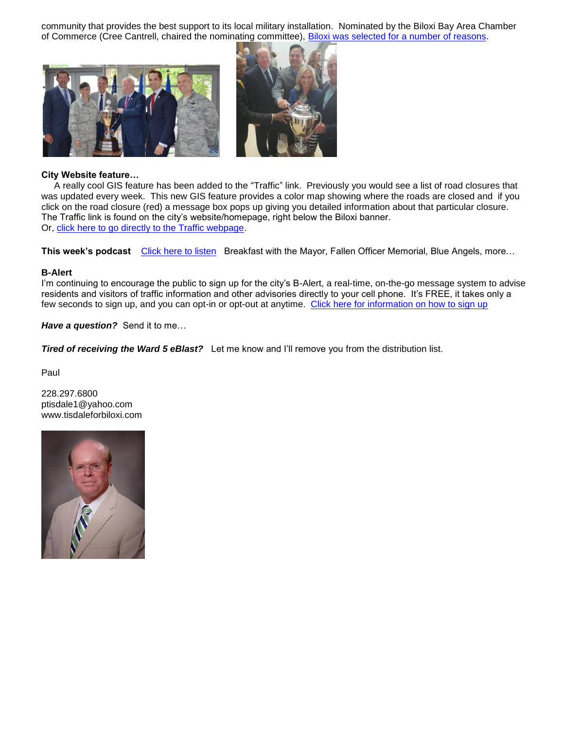community that provides the best support to its local military installation. Nominated by the Biloxi Bay Area Chamber of Commerce (Cree Cantrell, chaired the nominating committee), Biloxi was selected for a number of reasons.

**City Website feature…**

A really cool GIS feature has been added to the "Traffic" link. Previously you would see a list of road closures that was updated every week. This new GIS feature provides a color map showing where the roads are closed and if you click on the road closure (red) a message box pops up giving you detailed information about that particular closure. The Traffic link is found on the city's website/homepage, right below the Biloxi banner.
Or, click here to go directly to the Traffic webpage.

**This week's podcast** Click here to listen Breakfast with the Mayor, Fallen Officer Memorial, Blue Angels, more…

**B-Alert**
I'm continuing to encourage the public to sign up for the city's B-Alert, a real-time, on-the-go message system to advise residents and visitors of traffic information and other advisories directly to your cell phone. It's FREE, it takes only a few seconds to sign up, and you can opt-in or opt-out at anytime. Click here for information on how to sign up

***Have a question?*** Send it to me…

***Tired of receiving the Ward 5 eBlast?*** Let me know and I'll remove you from the distribution list.

Paul

228.297.6800
ptisdale1@yahoo.com
www.tisdaleforbiloxi.com